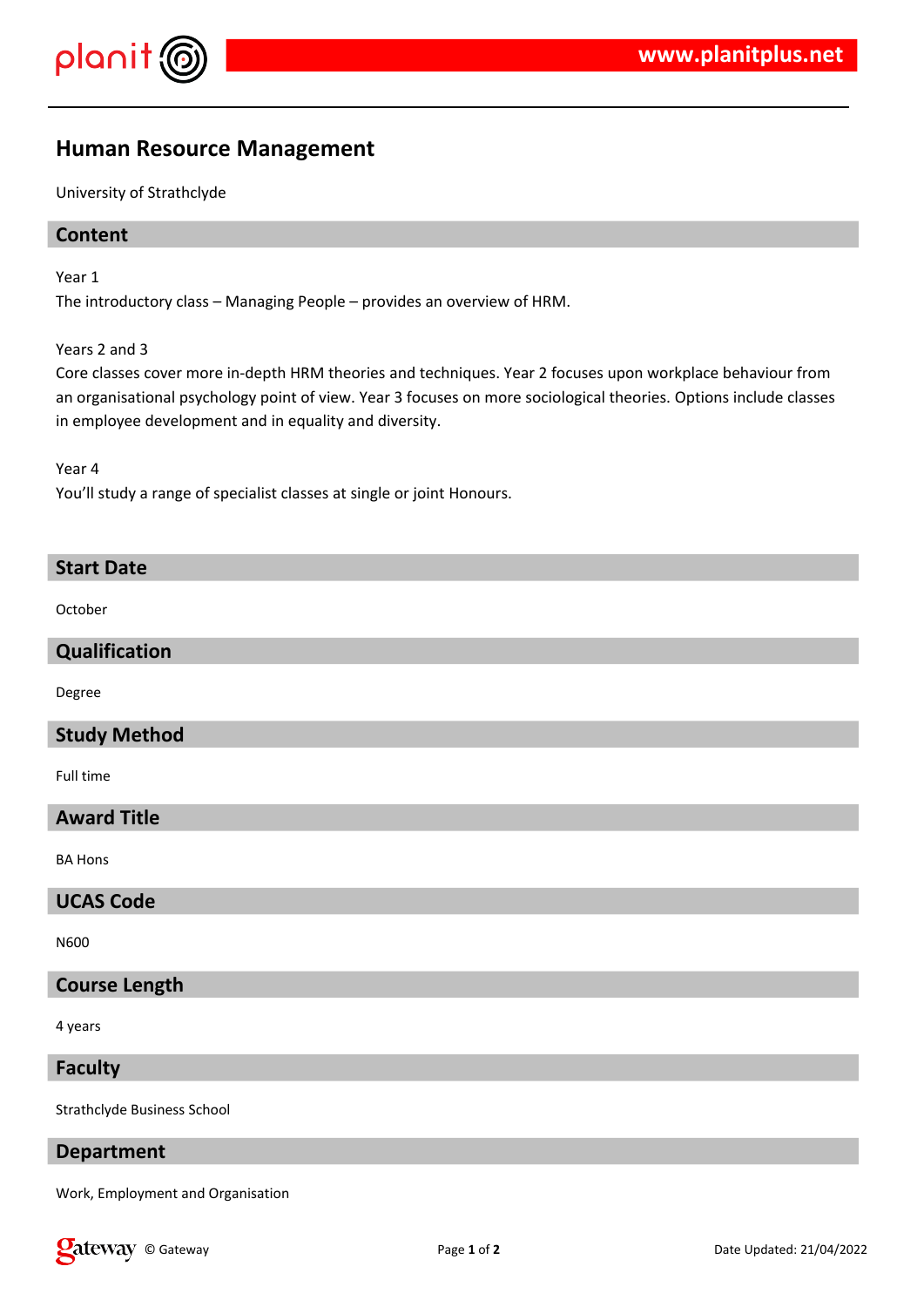# Human Resource Management

University of Strathclyde

## Content

Year 1
The introductory class – Managing People – provides an overview of HRM.

Years 2 and 3
Core classes cover more in-depth HRM theories and techniques. Year 2 focuses upon workplace behaviour from an organisational psychology point of view. Year 3 focuses on more sociological theories. Options include classes in employee development and in equality and diversity.

Year 4
You'll study a range of specialist classes at single or joint Honours.

## Start Date

October

## Qualification

Degree

## Study Method

Full time

## Award Title

BA Hons

## UCAS Code

N600

## Course Length

4 years

## Faculty

Strathclyde Business School

## Department

Work, Employment and Organisation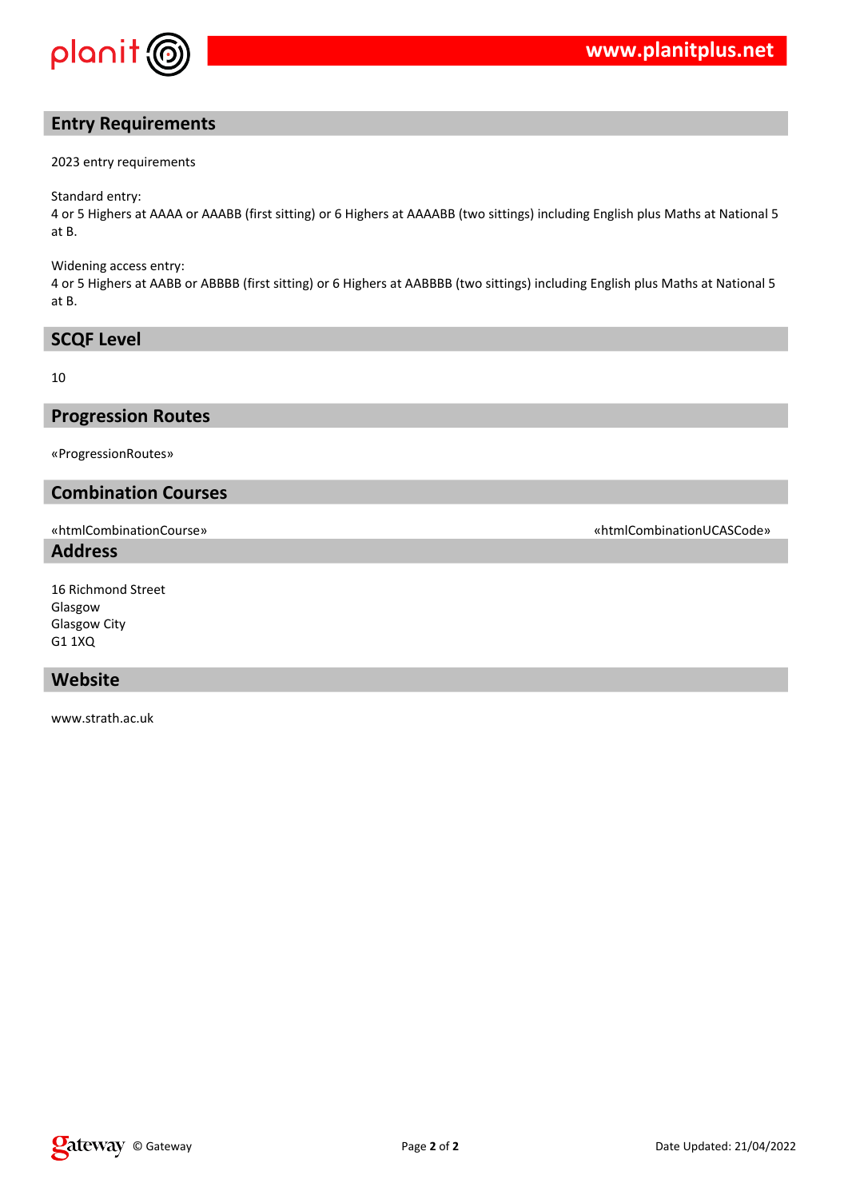## Entry Requirements

2023 entry requirements

Standard entry:
4 or 5 Highers at AAAA or AAABB (first sitting) or 6 Highers at AAAABB (two sittings) including English plus Maths at National 5 at B.

Widening access entry:
4 or 5 Highers at AABB or ABBBB (first sitting) or 6 Highers at AABBBB (two sittings) including English plus Maths at National 5 at B.

## SCQF Level

10

## Progression Routes

«ProgressionRoutes»

## Combination Courses

«htmlCombinationCourse» «htmlCombinationUCASCode»

## Address

16 Richmond Street
Glasgow
Glasgow City
G1 1XQ

## Website

www.strath.ac.uk

Date Updated: 21/04/2022